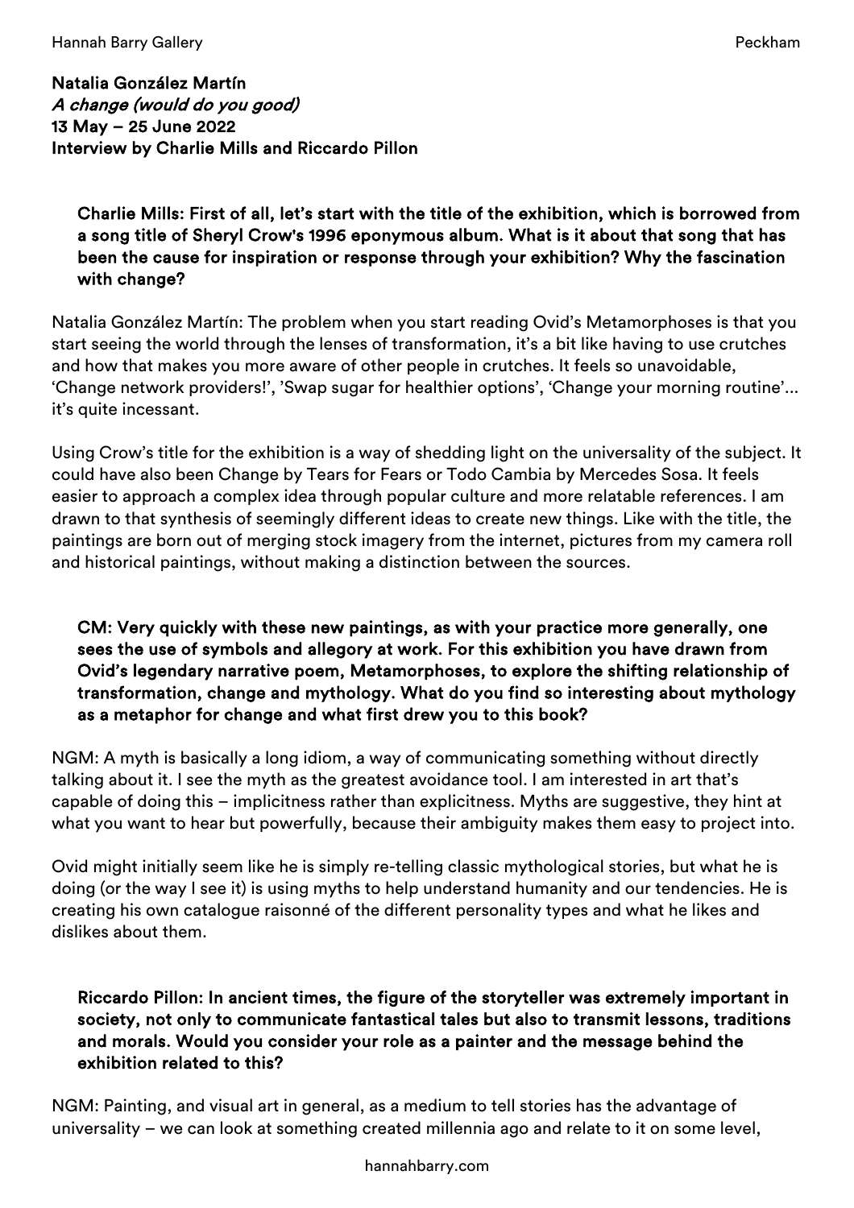**Natalia González Martín**
***A change (would do you good)***
**13 May – 25 June 2022**
**Interview by Charlie Mills and Riccardo Pillon**

**Charlie Mills: First of all, let's start with the title of the exhibition, which is borrowed from a song title of Sheryl Crow's 1996 eponymous album. What is it about that song that has been the cause for inspiration or response through your exhibition? Why the fascination with change?**

Natalia González Martín: The problem when you start reading Ovid's Metamorphoses is that you start seeing the world through the lenses of transformation, it's a bit like having to use crutches and how that makes you more aware of other people in crutches. It feels so unavoidable, 'Change network providers!', 'Swap sugar for healthier options', 'Change your morning routine'... it's quite incessant.

Using Crow's title for the exhibition is a way of shedding light on the universality of the subject. It could have also been Change by Tears for Fears or Todo Cambia by Mercedes Sosa. It feels easier to approach a complex idea through popular culture and more relatable references. I am drawn to that synthesis of seemingly different ideas to create new things. Like with the title, the paintings are born out of merging stock imagery from the internet, pictures from my camera roll and historical paintings, without making a distinction between the sources.

**CM: Very quickly with these new paintings, as with your practice more generally, one sees the use of symbols and allegory at work. For this exhibition you have drawn from Ovid's legendary narrative poem, Metamorphoses, to explore the shifting relationship of transformation, change and mythology. What do you find so interesting about mythology as a metaphor for change and what first drew you to this book?**

NGM: A myth is basically a long idiom, a way of communicating something without directly talking about it. I see the myth as the greatest avoidance tool. I am interested in art that's capable of doing this – implicitness rather than explicitness. Myths are suggestive, they hint at what you want to hear but powerfully, because their ambiguity makes them easy to project into.

Ovid might initially seem like he is simply re-telling classic mythological stories, but what he is doing (or the way I see it) is using myths to help understand humanity and our tendencies. He is creating his own catalogue raisonné of the different personality types and what he likes and dislikes about them.

**Riccardo Pillon: In ancient times, the figure of the storyteller was extremely important in society, not only to communicate fantastical tales but also to transmit lessons, traditions and morals. Would you consider your role as a painter and the message behind the exhibition related to this?**

NGM: Painting, and visual art in general, as a medium to tell stories has the advantage of universality – we can look at something created millennia ago and relate to it on some level,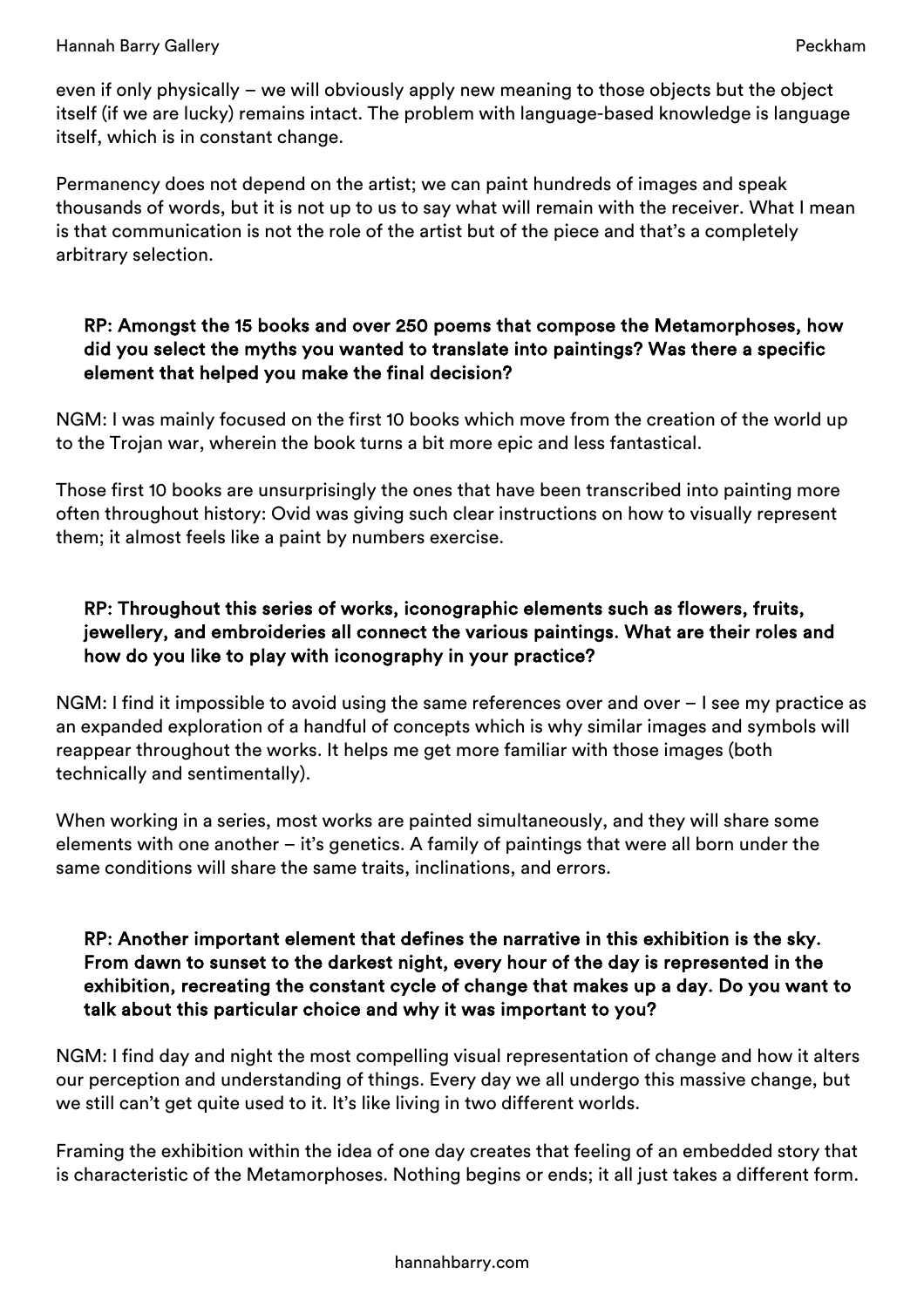even if only physically – we will obviously apply new meaning to those objects but the object itself (if we are lucky) remains intact. The problem with language-based knowledge is language itself, which is in constant change.

Permanency does not depend on the artist; we can paint hundreds of images and speak thousands of words, but it is not up to us to say what will remain with the receiver. What I mean is that communication is not the role of the artist but of the piece and that's a completely arbitrary selection.

**RP: Amongst the 15 books and over 250 poems that compose the Metamorphoses, how did you select the myths you wanted to translate into paintings? Was there a specific element that helped you make the final decision?**

NGM: I was mainly focused on the first 10 books which move from the creation of the world up to the Trojan war, wherein the book turns a bit more epic and less fantastical.

Those first 10 books are unsurprisingly the ones that have been transcribed into painting more often throughout history: Ovid was giving such clear instructions on how to visually represent them; it almost feels like a paint by numbers exercise.

**RP: Throughout this series of works, iconographic elements such as flowers, fruits, jewellery, and embroideries all connect the various paintings. What are their roles and how do you like to play with iconography in your practice?**

NGM: I find it impossible to avoid using the same references over and over – I see my practice as an expanded exploration of a handful of concepts which is why similar images and symbols will reappear throughout the works. It helps me get more familiar with those images (both technically and sentimentally).

When working in a series, most works are painted simultaneously, and they will share some elements with one another – it's genetics. A family of paintings that were all born under the same conditions will share the same traits, inclinations, and errors.

**RP: Another important element that defines the narrative in this exhibition is the sky. From dawn to sunset to the darkest night, every hour of the day is represented in the exhibition, recreating the constant cycle of change that makes up a day. Do you want to talk about this particular choice and why it was important to you?**

NGM: I find day and night the most compelling visual representation of change and how it alters our perception and understanding of things. Every day we all undergo this massive change, but we still can't get quite used to it. It's like living in two different worlds.

Framing the exhibition within the idea of one day creates that feeling of an embedded story that is characteristic of the Metamorphoses. Nothing begins or ends; it all just takes a different form.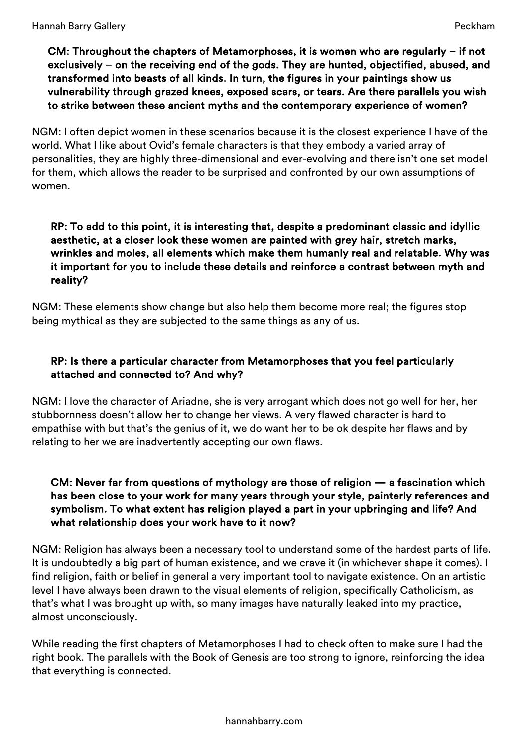**CM: Throughout the chapters of Metamorphoses, it is women who are regularly – if not exclusively – on the receiving end of the gods. They are hunted, objectified, abused, and transformed into beasts of all kinds. In turn, the figures in your paintings show us vulnerability through grazed knees, exposed scars, or tears. Are there parallels you wish to strike between these ancient myths and the contemporary experience of women?**

NGM: I often depict women in these scenarios because it is the closest experience I have of the world. What I like about Ovid's female characters is that they embody a varied array of personalities, they are highly three-dimensional and ever-evolving and there isn't one set model for them, which allows the reader to be surprised and confronted by our own assumptions of women.

**RP: To add to this point, it is interesting that, despite a predominant classic and idyllic aesthetic, at a closer look these women are painted with grey hair, stretch marks, wrinkles and moles, all elements which make them humanly real and relatable. Why was it important for you to include these details and reinforce a contrast between myth and reality?**

NGM: These elements show change but also help them become more real; the figures stop being mythical as they are subjected to the same things as any of us.

**RP: Is there a particular character from Metamorphoses that you feel particularly attached and connected to? And why?**

NGM: I love the character of Ariadne, she is very arrogant which does not go well for her, her stubbornness doesn't allow her to change her views. A very flawed character is hard to empathise with but that's the genius of it, we do want her to be ok despite her flaws and by relating to her we are inadvertently accepting our own flaws.

**CM: Never far from questions of mythology are those of religion — a fascination which has been close to your work for many years through your style, painterly references and symbolism. To what extent has religion played a part in your upbringing and life? And what relationship does your work have to it now?**

NGM: Religion has always been a necessary tool to understand some of the hardest parts of life. It is undoubtedly a big part of human existence, and we crave it (in whichever shape it comes). I find religion, faith or belief in general a very important tool to navigate existence. On an artistic level I have always been drawn to the visual elements of religion, specifically Catholicism, as that's what I was brought up with, so many images have naturally leaked into my practice, almost unconsciously.

While reading the first chapters of Metamorphoses I had to check often to make sure I had the right book. The parallels with the Book of Genesis are too strong to ignore, reinforcing the idea that everything is connected.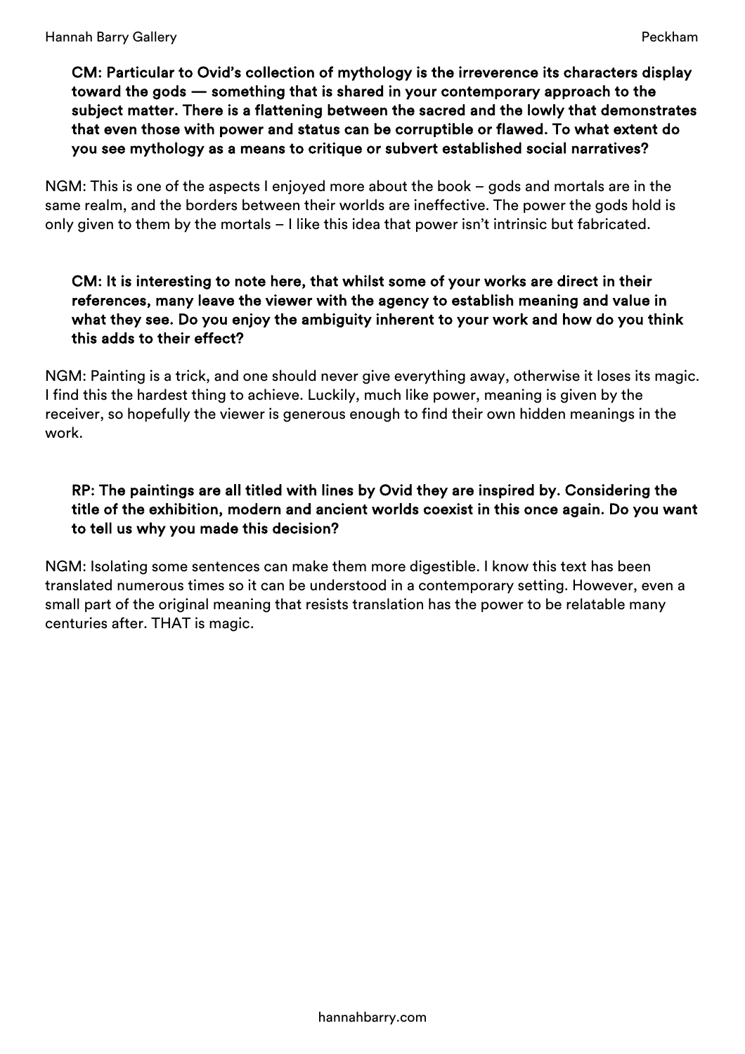**CM: Particular to Ovid's collection of mythology is the irreverence its characters display toward the gods — something that is shared in your contemporary approach to the subject matter. There is a flattening between the sacred and the lowly that demonstrates that even those with power and status can be corruptible or flawed. To what extent do you see mythology as a means to critique or subvert established social narratives?**

NGM: This is one of the aspects I enjoyed more about the book – gods and mortals are in the same realm, and the borders between their worlds are ineffective. The power the gods hold is only given to them by the mortals – I like this idea that power isn't intrinsic but fabricated.

**CM: It is interesting to note here, that whilst some of your works are direct in their references, many leave the viewer with the agency to establish meaning and value in what they see. Do you enjoy the ambiguity inherent to your work and how do you think this adds to their effect?**

NGM: Painting is a trick, and one should never give everything away, otherwise it loses its magic. I find this the hardest thing to achieve. Luckily, much like power, meaning is given by the receiver, so hopefully the viewer is generous enough to find their own hidden meanings in the work.

**RP: The paintings are all titled with lines by Ovid they are inspired by. Considering the title of the exhibition, modern and ancient worlds coexist in this once again. Do you want to tell us why you made this decision?**

NGM: Isolating some sentences can make them more digestible. I know this text has been translated numerous times so it can be understood in a contemporary setting. However, even a small part of the original meaning that resists translation has the power to be relatable many centuries after. THAT is magic.